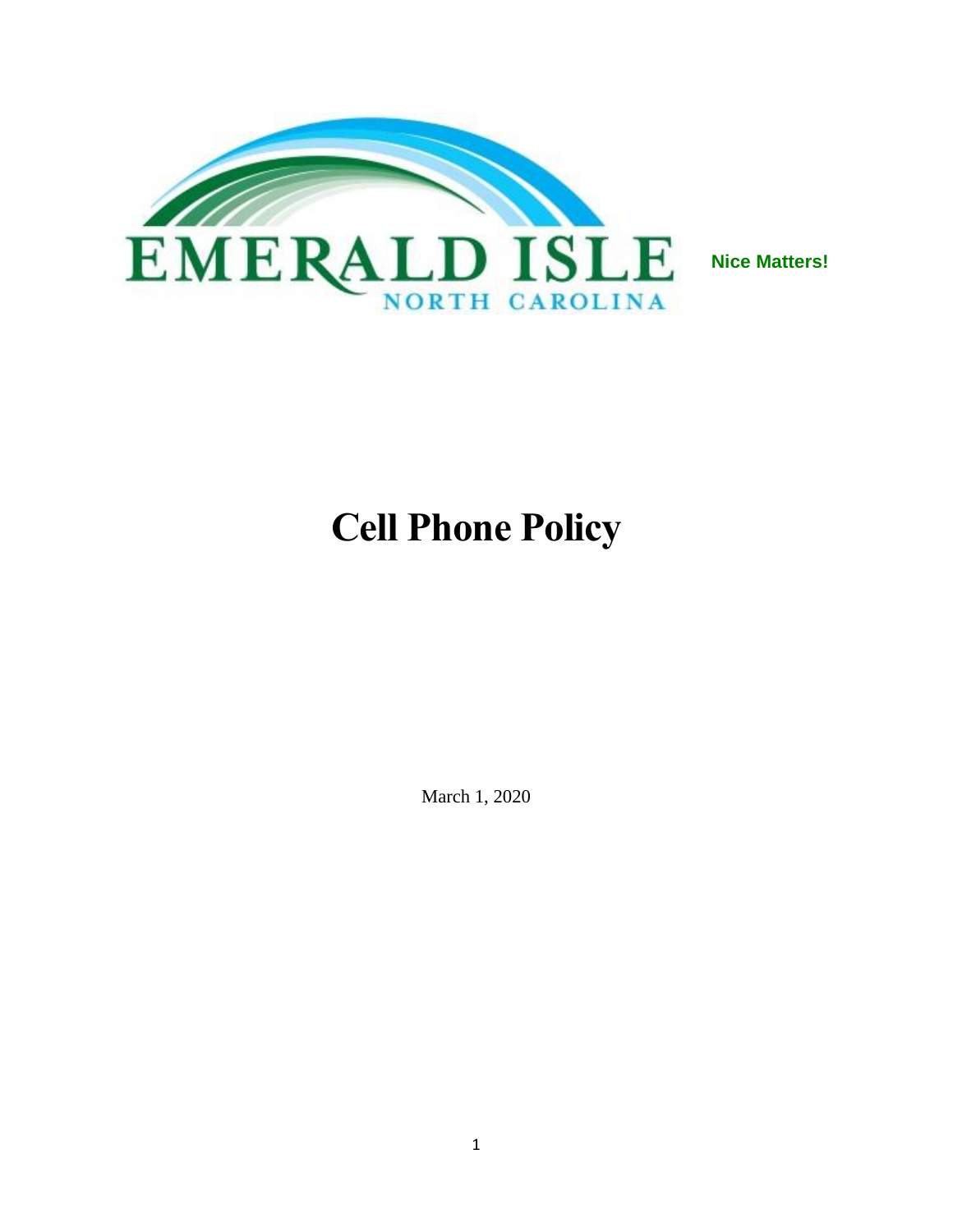EMERALD ISLE

NORTH CAROLINA

**Nice Matters!**

# Cell Phone Policy

March 1, 2020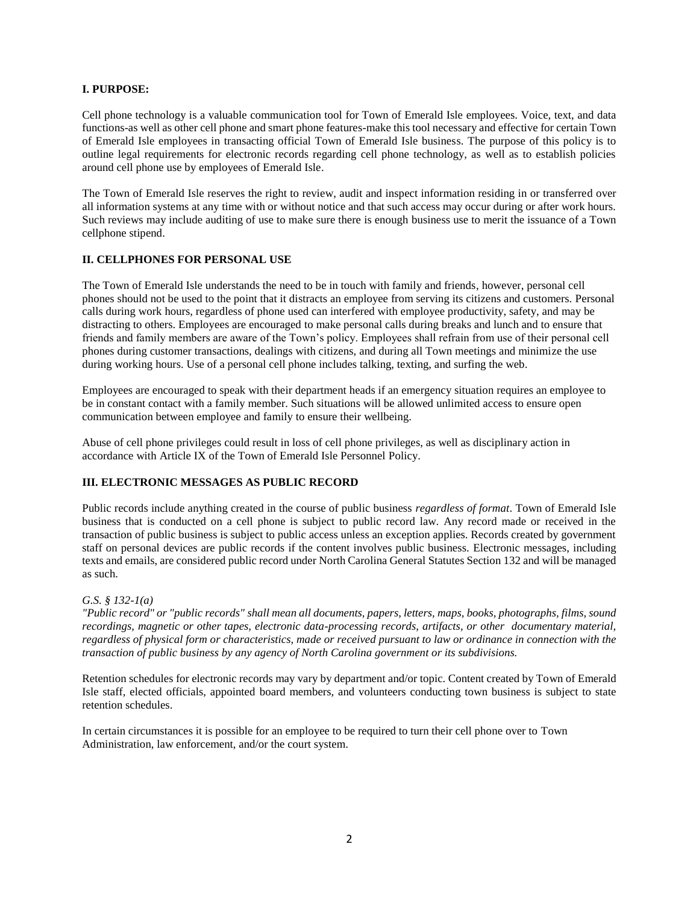## I. PURPOSE:

Cell phone technology is a valuable communication tool for Town of Emerald Isle employees. Voice, text, and data functions-as well as other cell phone and smart phone features-make this tool necessary and effective for certain Town of Emerald Isle employees in transacting official Town of Emerald Isle business. The purpose of this policy is to outline legal requirements for electronic records regarding cell phone technology, as well as to establish policies around cell phone use by employees of Emerald Isle.

The Town of Emerald Isle reserves the right to review, audit and inspect information residing in or transferred over all information systems at any time with or without notice and that such access may occur during or after work hours. Such reviews may include auditing of use to make sure there is enough business use to merit the issuance of a Town cellphone stipend.

## II. CELLPHONES FOR PERSONAL USE

The Town of Emerald Isle understands the need to be in touch with family and friends, however, personal cell phones should not be used to the point that it distracts an employee from serving its citizens and customers. Personal calls during work hours, regardless of phone used can interfered with employee productivity, safety, and may be distracting to others. Employees are encouraged to make personal calls during breaks and lunch and to ensure that friends and family members are aware of the Town's policy. Employees shall refrain from use of their personal cell phones during customer transactions, dealings with citizens, and during all Town meetings and minimize the use during working hours. Use of a personal cell phone includes talking, texting, and surfing the web.

Employees are encouraged to speak with their department heads if an emergency situation requires an employee to be in constant contact with a family member. Such situations will be allowed unlimited access to ensure open communication between employee and family to ensure their wellbeing.

Abuse of cell phone privileges could result in loss of cell phone privileges, as well as disciplinary action in accordance with Article IX of the Town of Emerald Isle Personnel Policy.

## III. ELECTRONIC MESSAGES AS PUBLIC RECORD

Public records include anything created in the course of public business *regardless of format*. Town of Emerald Isle business that is conducted on a cell phone is subject to public record law. Any record made or received in the transaction of public business is subject to public access unless an exception applies. Records created by government staff on personal devices are public records if the content involves public business. Electronic messages, including texts and emails, are considered public record under North Carolina General Statutes Section 132 and will be managed as such.

*G.S. § 132-1(a)*

*"Public record" or "public records" shall mean all documents, papers, letters, maps, books, photographs, films, sound recordings, magnetic or other tapes, electronic data-processing records, artifacts, or other documentary material, regardless of physical form or characteristics, made or received pursuant to law or ordinance in connection with the transaction of public business by any agency of North Carolina government or its subdivisions.*

Retention schedules for electronic records may vary by department and/or topic. Content created by Town of Emerald Isle staff, elected officials, appointed board members, and volunteers conducting town business is subject to state retention schedules.

In certain circumstances it is possible for an employee to be required to turn their cell phone over to Town Administration, law enforcement, and/or the court system.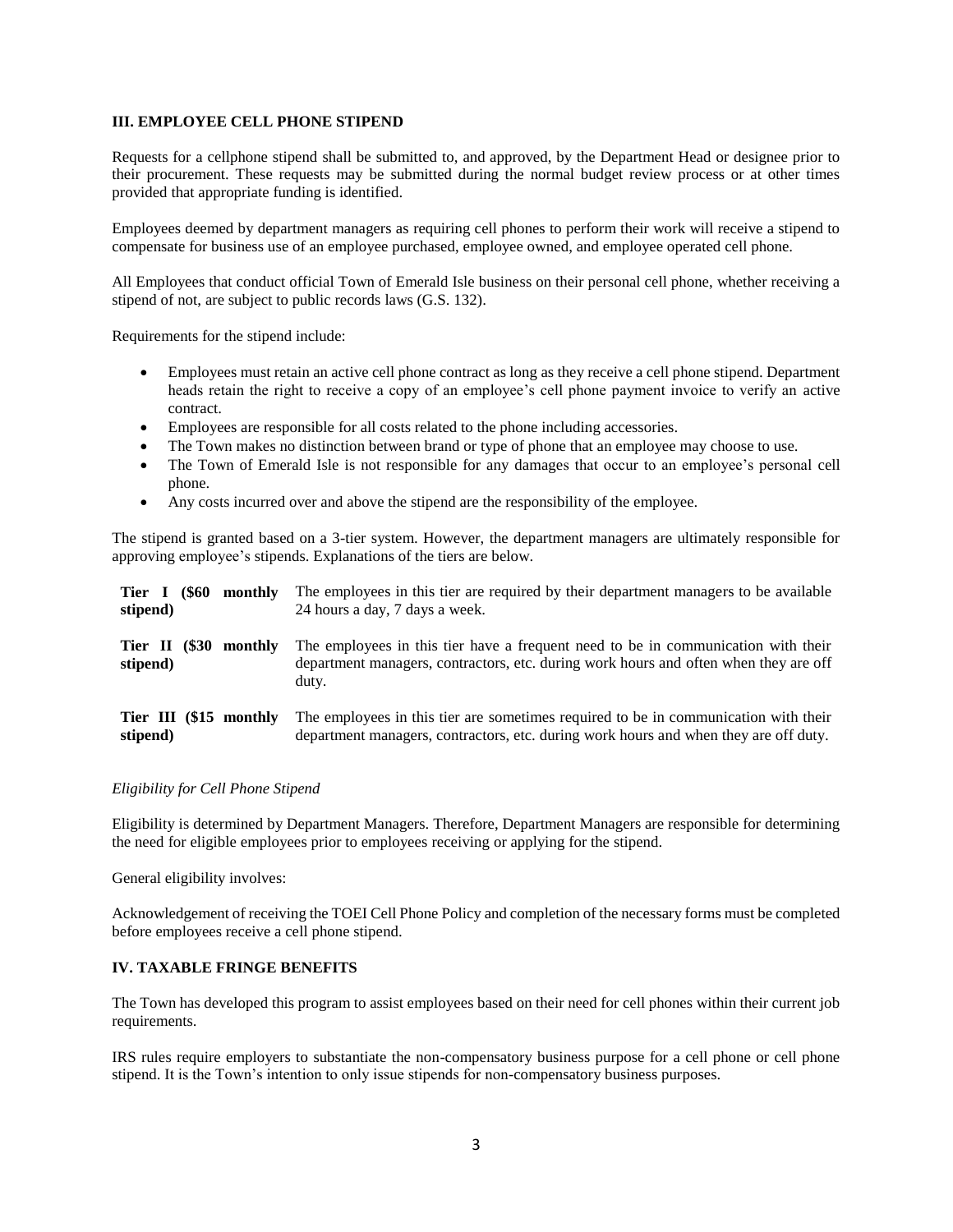### III. EMPLOYEE CELL PHONE STIPEND

Requests for a cellphone stipend shall be submitted to, and approved, by the Department Head or designee prior to their procurement. These requests may be submitted during the normal budget review process or at other times provided that appropriate funding is identified.

Employees deemed by department managers as requiring cell phones to perform their work will receive a stipend to compensate for business use of an employee purchased, employee owned, and employee operated cell phone.

All Employees that conduct official Town of Emerald Isle business on their personal cell phone, whether receiving a stipend of not, are subject to public records laws (G.S. 132).

Requirements for the stipend include:

- Employees must retain an active cell phone contract as long as they receive a cell phone stipend. Department heads retain the right to receive a copy of an employee's cell phone payment invoice to verify an active contract.
- Employees are responsible for all costs related to the phone including accessories.
- The Town makes no distinction between brand or type of phone that an employee may choose to use.
- The Town of Emerald Isle is not responsible for any damages that occur to an employee's personal cell phone.
- Any costs incurred over and above the stipend are the responsibility of the employee.

The stipend is granted based on a 3-tier system. However, the department managers are ultimately responsible for approving employee's stipends. Explanations of the tiers are below.

| | |
|---|---|
| **Tier I ($60 monthly stipend)** | The employees in this tier are required by their department managers to be available 24 hours a day, 7 days a week. |
| **Tier II ($30 monthly stipend)** | The employees in this tier have a frequent need to be in communication with their department managers, contractors, etc. during work hours and often when they are off duty. |
| **Tier III ($15 monthly stipend)** | The employees in this tier are sometimes required to be in communication with their department managers, contractors, etc. during work hours and when they are off duty. |

*Eligibility for Cell Phone Stipend*

Eligibility is determined by Department Managers. Therefore, Department Managers are responsible for determining the need for eligible employees prior to employees receiving or applying for the stipend.

General eligibility involves:

Acknowledgement of receiving the TOEI Cell Phone Policy and completion of the necessary forms must be completed before employees receive a cell phone stipend.

### IV. TAXABLE FRINGE BENEFITS

The Town has developed this program to assist employees based on their need for cell phones within their current job requirements.

IRS rules require employers to substantiate the non-compensatory business purpose for a cell phone or cell phone stipend. It is the Town's intention to only issue stipends for non-compensatory business purposes.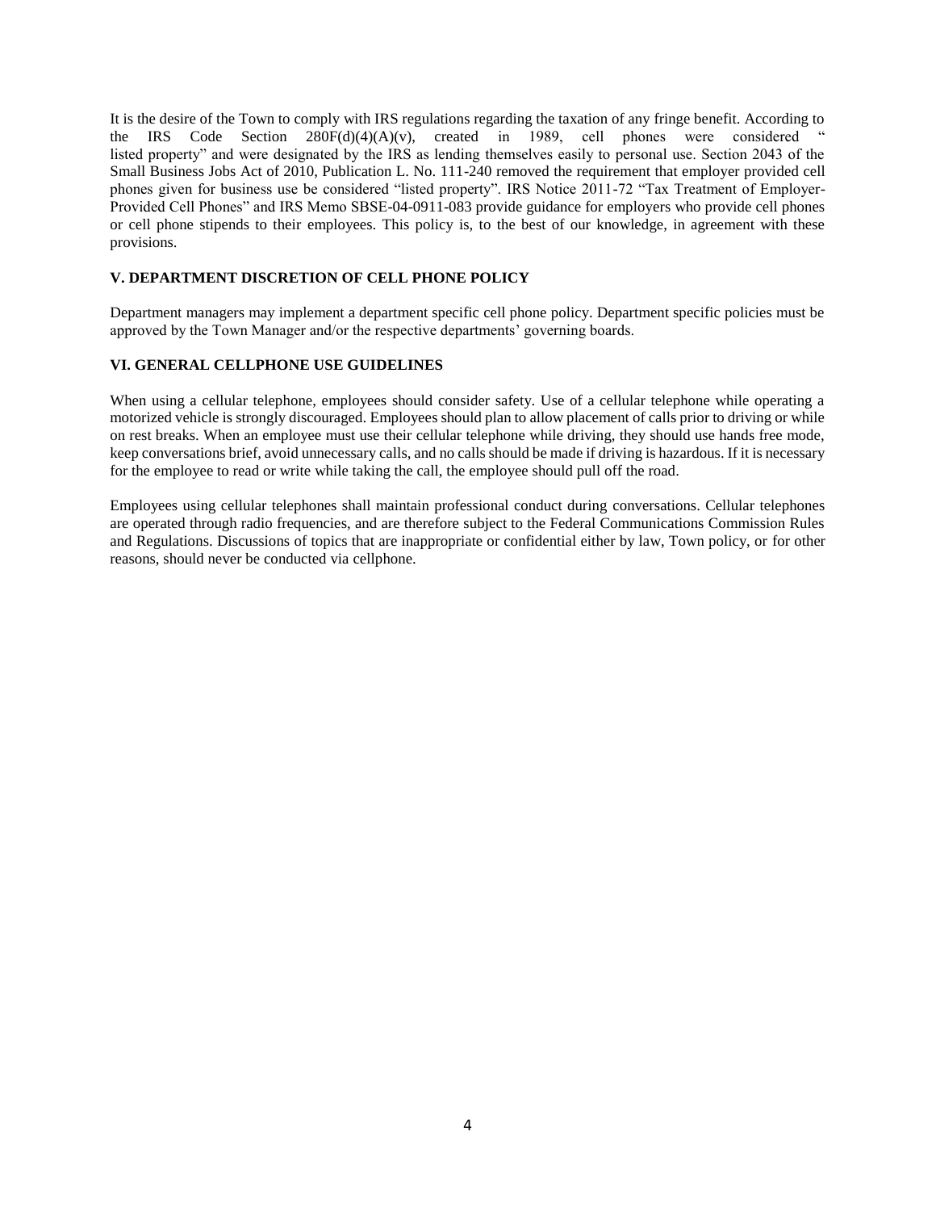It is the desire of the Town to comply with IRS regulations regarding the taxation of any fringe benefit. According to the IRS Code Section 280F(d)(4)(A)(v), created in 1989, cell phones were considered " listed property" and were designated by the IRS as lending themselves easily to personal use. Section 2043 of the Small Business Jobs Act of 2010, Publication L. No. 111-240 removed the requirement that employer provided cell phones given for business use be considered "listed property". IRS Notice 2011-72 "Tax Treatment of Employer-Provided Cell Phones" and IRS Memo SBSE-04-0911-083 provide guidance for employers who provide cell phones or cell phone stipends to their employees. This policy is, to the best of our knowledge, in agreement with these provisions.

## V. DEPARTMENT DISCRETION OF CELL PHONE POLICY

Department managers may implement a department specific cell phone policy. Department specific policies must be approved by the Town Manager and/or the respective departments' governing boards.

## VI. GENERAL CELLPHONE USE GUIDELINES

When using a cellular telephone, employees should consider safety. Use of a cellular telephone while operating a motorized vehicle is strongly discouraged. Employees should plan to allow placement of calls prior to driving or while on rest breaks. When an employee must use their cellular telephone while driving, they should use hands free mode, keep conversations brief, avoid unnecessary calls, and no calls should be made if driving is hazardous. If it is necessary for the employee to read or write while taking the call, the employee should pull off the road.

Employees using cellular telephones shall maintain professional conduct during conversations. Cellular telephones are operated through radio frequencies, and are therefore subject to the Federal Communications Commission Rules and Regulations. Discussions of topics that are inappropriate or confidential either by law, Town policy, or for other reasons, should never be conducted via cellphone.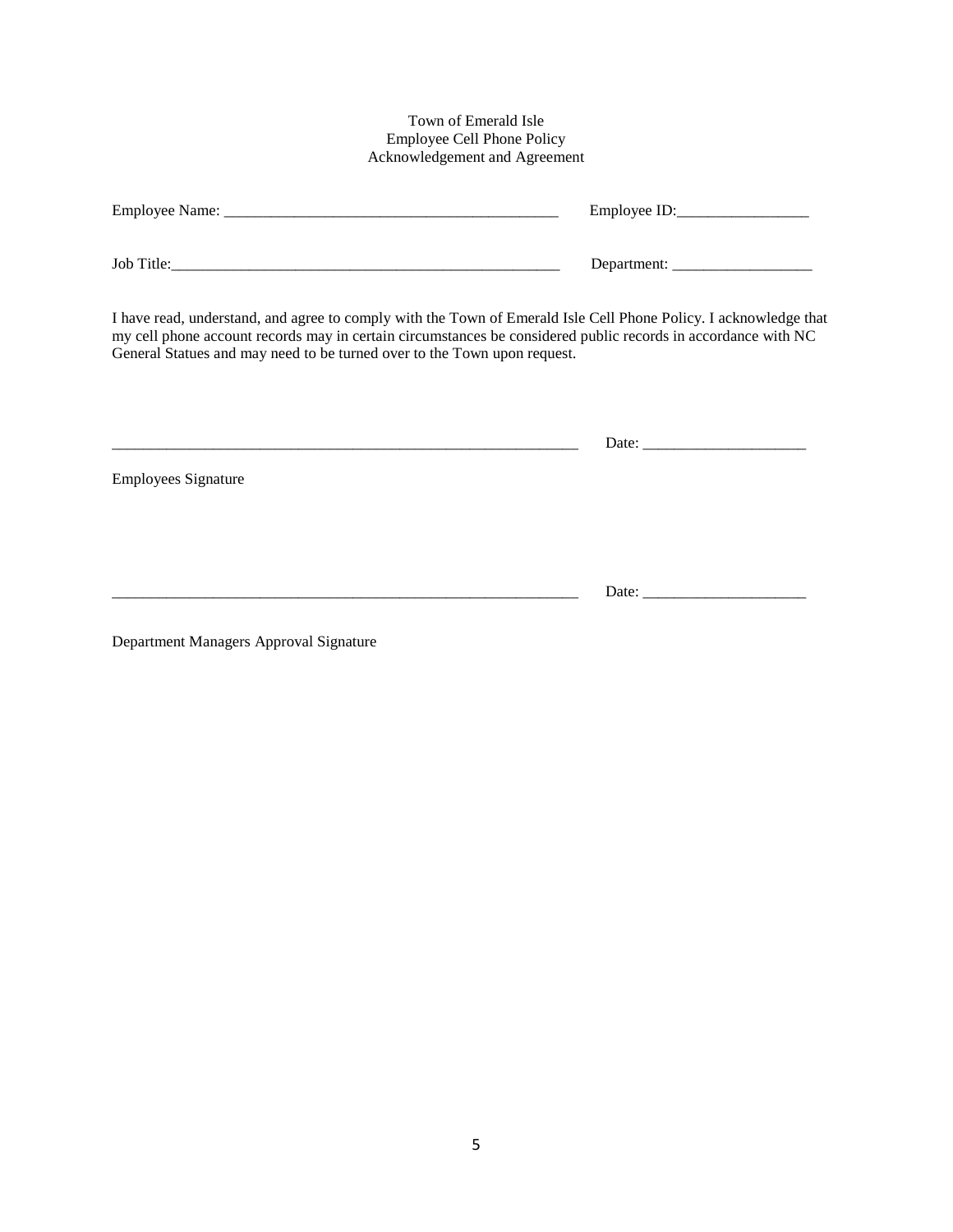Town of Emerald Isle
Employee Cell Phone Policy
Acknowledgement and Agreement

Employee Name: ___________________________________________ Employee ID:_________________

Job Title:_____________________________________________________ Department: __________________

I have read, understand, and agree to comply with the Town of Emerald Isle Cell Phone Policy. I acknowledge that my cell phone account records may in certain circumstances be considered public records in accordance with NC General Statues and may need to be turned over to the Town upon request.

_______________________________________________________________ Date: _____________________

Employees Signature

_______________________________________________________________ Date: _____________________

Department Managers Approval Signature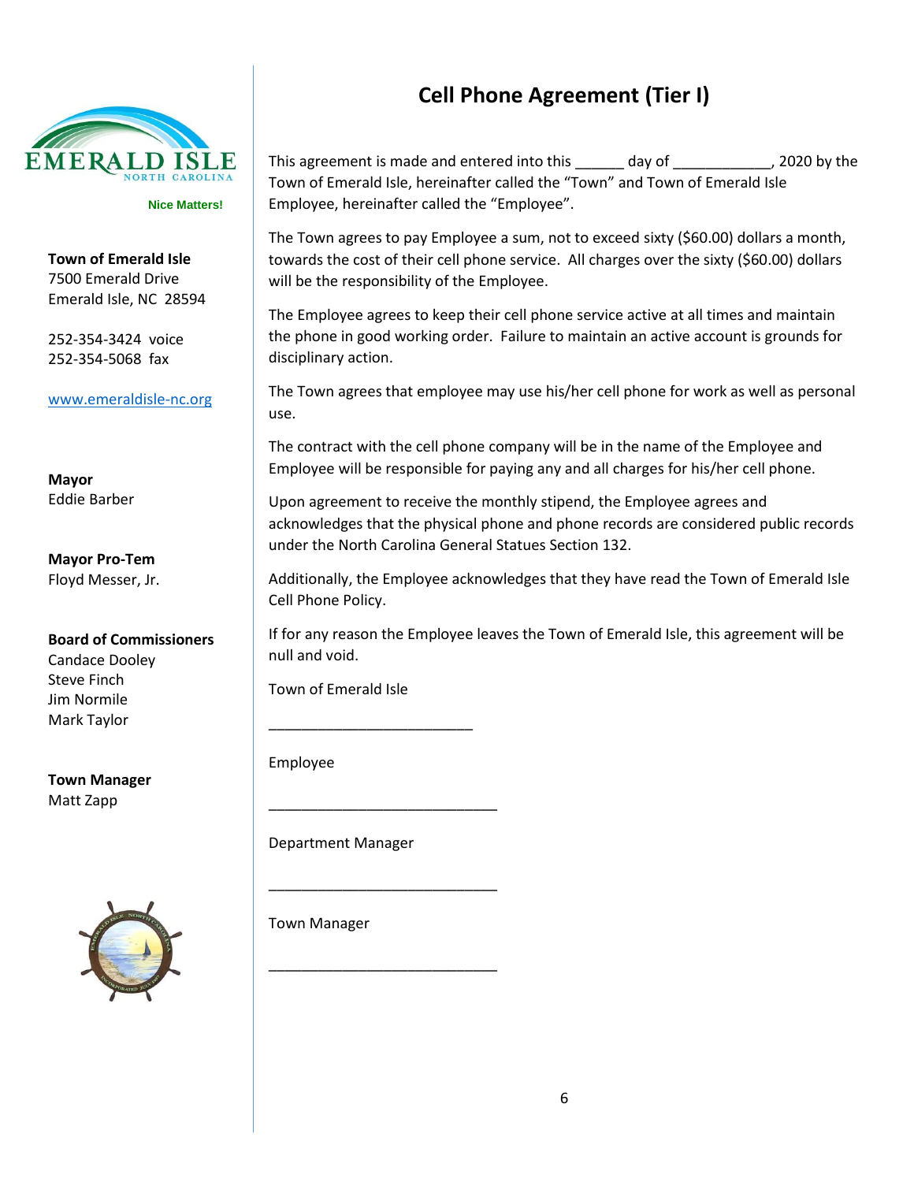**Town of Emerald Isle**
7500 Emerald Drive
Emerald Isle, NC 28594

252-354-3424 voice
252-354-5068 fax

www.emeraldisle-nc.org

**Mayor**
Eddie Barber

**Mayor Pro-Tem**
Floyd Messer, Jr.

**Board of Commissioners**
Candace Dooley
Steve Finch
Jim Normile
Mark Taylor

**Town Manager**
Matt Zapp

# Cell Phone Agreement (Tier I)

This agreement is made and entered into this ______ day of ____________, 2020 by the Town of Emerald Isle, hereinafter called the "Town" and Town of Emerald Isle Employee, hereinafter called the "Employee".

The Town agrees to pay Employee a sum, not to exceed sixty ($60.00) dollars a month, towards the cost of their cell phone service. All charges over the sixty ($60.00) dollars will be the responsibility of the Employee.

The Employee agrees to keep their cell phone service active at all times and maintain the phone in good working order. Failure to maintain an active account is grounds for disciplinary action.

The Town agrees that employee may use his/her cell phone for work as well as personal use.

The contract with the cell phone company will be in the name of the Employee and Employee will be responsible for paying any and all charges for his/her cell phone.

Upon agreement to receive the monthly stipend, the Employee agrees and acknowledges that the physical phone and phone records are considered public records under the North Carolina General Statues Section 132.

Additionally, the Employee acknowledges that they have read the Town of Emerald Isle Cell Phone Policy.

If for any reason the Employee leaves the Town of Emerald Isle, this agreement will be null and void.

Town of Emerald Isle

_________________________

Employee

____________________________

Department Manager

____________________________

Town Manager

____________________________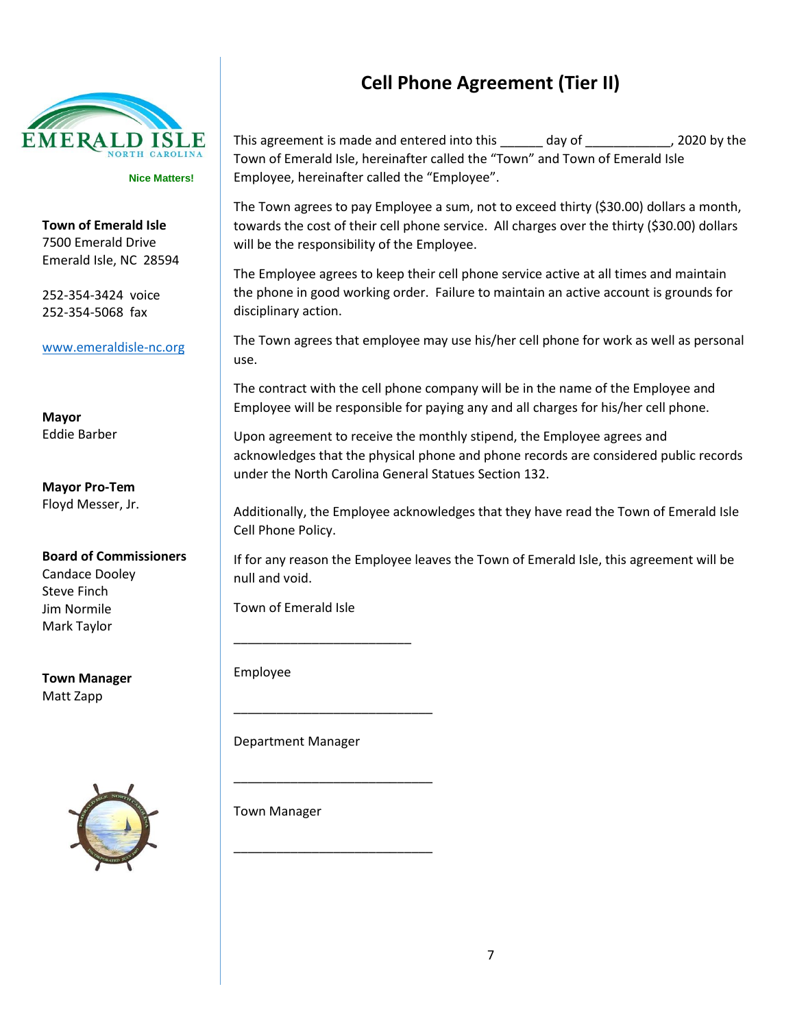EMERALD ISLE
NORTH CAROLINA

Nice Matters!

**Town of Emerald Isle**
7500 Emerald Drive
Emerald Isle, NC 28594

252-354-3424 voice
252-354-5068 fax

www.emeraldisle-nc.org

**Mayor**
Eddie Barber

**Mayor Pro-Tem**
Floyd Messer, Jr.

**Board of Commissioners**
Candace Dooley
Steve Finch
Jim Normile
Mark Taylor

**Town Manager**
Matt Zapp

# Cell Phone Agreement (Tier II)

This agreement is made and entered into this ______ day of ____________, 2020 by the Town of Emerald Isle, hereinafter called the "Town" and Town of Emerald Isle Employee, hereinafter called the "Employee".

The Town agrees to pay Employee a sum, not to exceed thirty ($30.00) dollars a month, towards the cost of their cell phone service. All charges over the thirty ($30.00) dollars will be the responsibility of the Employee.

The Employee agrees to keep their cell phone service active at all times and maintain the phone in good working order. Failure to maintain an active account is grounds for disciplinary action.

The Town agrees that employee may use his/her cell phone for work as well as personal use.

The contract with the cell phone company will be in the name of the Employee and Employee will be responsible for paying any and all charges for his/her cell phone.

Upon agreement to receive the monthly stipend, the Employee agrees and acknowledges that the physical phone and phone records are considered public records under the North Carolina General Statues Section 132.

Additionally, the Employee acknowledges that they have read the Town of Emerald Isle Cell Phone Policy.

If for any reason the Employee leaves the Town of Emerald Isle, this agreement will be null and void.

Town of Emerald Isle

_________________________

Employee

____________________________

Department Manager

____________________________

Town Manager

____________________________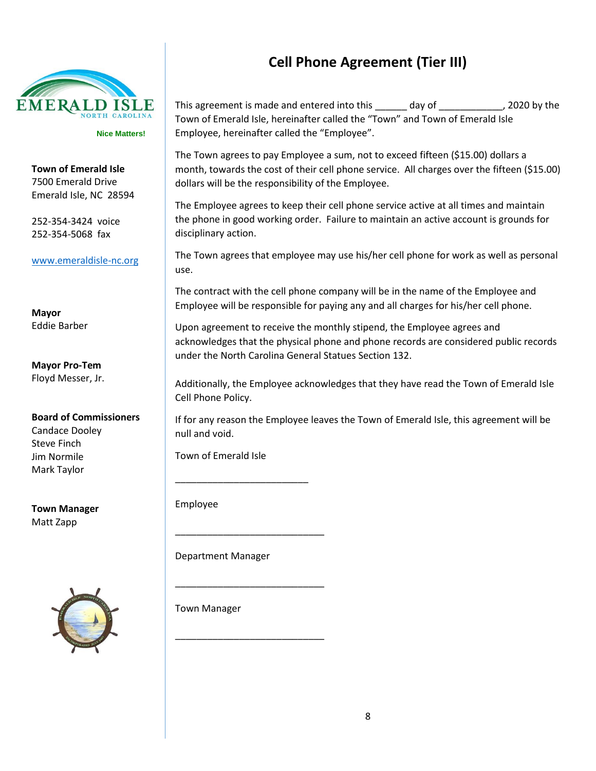Town of Emerald Isle
7500 Emerald Drive
Emerald Isle, NC 28594

252-354-3424 voice
252-354-5068 fax

www.emeraldisle-nc.org

**Mayor**
Eddie Barber

**Mayor Pro-Tem**
Floyd Messer, Jr.

**Board of Commissioners**
Candace Dooley
Steve Finch
Jim Normile
Mark Taylor

**Town Manager**
Matt Zapp

# Cell Phone Agreement (Tier III)

This agreement is made and entered into this ______ day of ____________, 2020 by the Town of Emerald Isle, hereinafter called the "Town" and Town of Emerald Isle Employee, hereinafter called the "Employee".

The Town agrees to pay Employee a sum, not to exceed fifteen ($15.00) dollars a month, towards the cost of their cell phone service. All charges over the fifteen ($15.00) dollars will be the responsibility of the Employee.

The Employee agrees to keep their cell phone service active at all times and maintain the phone in good working order. Failure to maintain an active account is grounds for disciplinary action.

The Town agrees that employee may use his/her cell phone for work as well as personal use.

The contract with the cell phone company will be in the name of the Employee and Employee will be responsible for paying any and all charges for his/her cell phone.

Upon agreement to receive the monthly stipend, the Employee agrees and acknowledges that the physical phone and phone records are considered public records under the North Carolina General Statues Section 132.

Additionally, the Employee acknowledges that they have read the Town of Emerald Isle Cell Phone Policy.

If for any reason the Employee leaves the Town of Emerald Isle, this agreement will be null and void.

Town of Emerald Isle

_________________________

Employee

____________________________

Department Manager

____________________________

Town Manager

____________________________